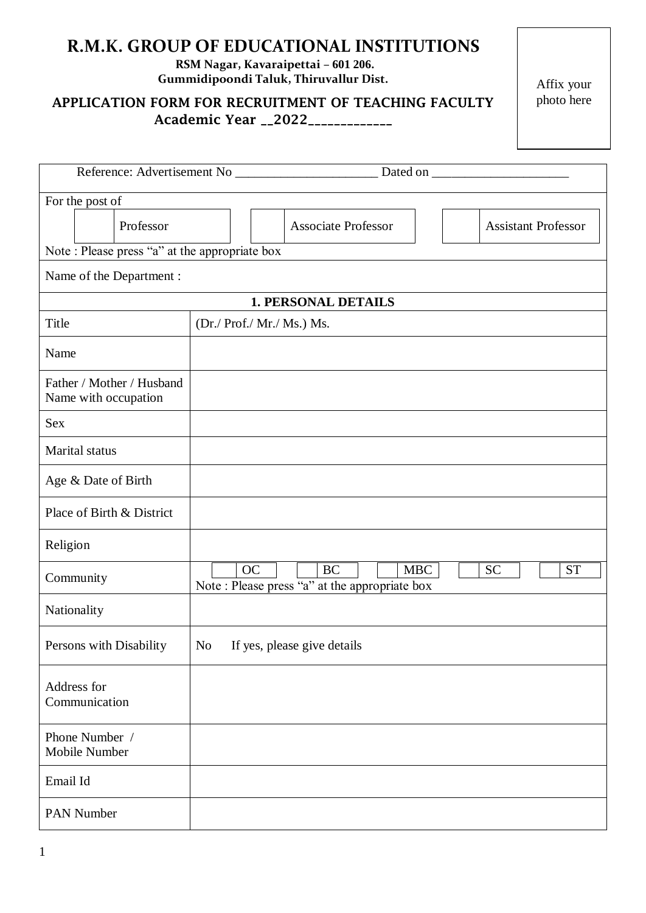# R.M.K. GROUP OF EDUCATIONAL INSTITUTIONS

**RSM Nagar, Kavaraipettai – 601 206.**
**Gummidipoondi Taluk, Thiruvallur Dist.**

Affix your photo here

## APPLICATION FORM FOR RECRUITMENT OF TEACHING FACULTY
**Academic Year __2022____________**

Reference: Advertisement No ____________________ Dated on ____________________

For the post of

| | | | | | |
|---|---|---|---|---|---|
| | Professor | | Associate Professor | | Assistant Professor |

Note : Please press "a" at the appropriate box

Name of the Department :

| | |
|---|---|
| **1. PERSONAL DETAILS** | |
| Title | (Dr./ Prof./ Mr./ Ms.) Ms. |
| Name | |
| Father / Mother / Husband Name with occupation | |
| Sex | |
| Marital status | |
| Age & Date of Birth | |
| Place of Birth & District | |
| Religion | |
| Community | [ ] OC [ ] BC [ ] MBC [ ] SC [ ] ST<br>Note : Please press "a" at the appropriate box |
| Nationality | |
| Persons with Disability | No If yes, please give details |
| Address for Communication | |
| Phone Number / Mobile Number | |
| Email Id | |
| PAN Number | |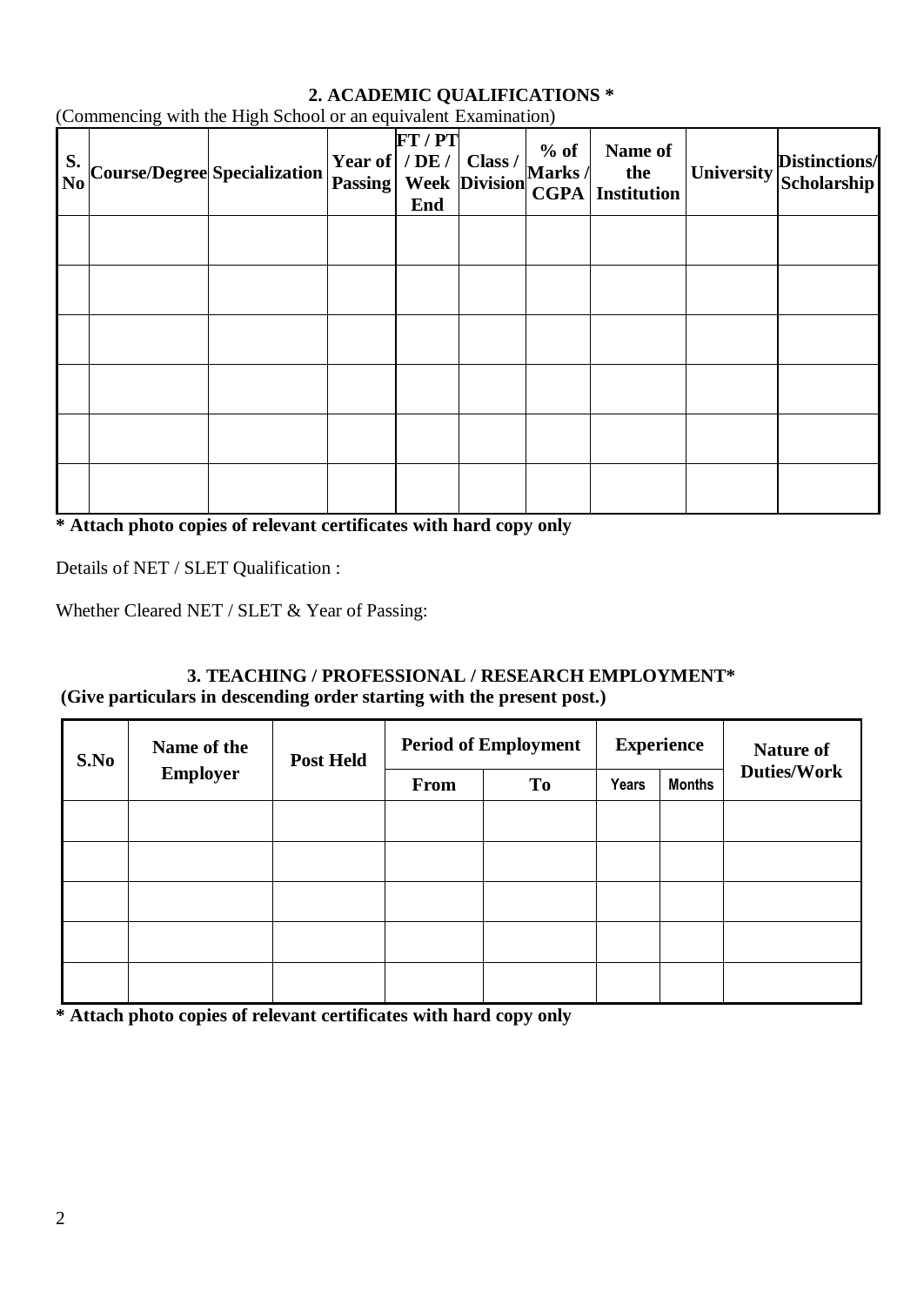## 2. ACADEMIC QUALIFICATIONS *

(Commencing with the High School or an equivalent Examination)

| S. No | Course/Degree | Specialization | Year of Passing | FT / PT / DE / Week End | Class / Division | % of Marks / CGPA | Name of the Institution | University | Distinctions/ Scholarship |
|---|---|---|---|---|---|---|---|---|---|
| | | | | | | | | | |
| | | | | | | | | | |
| | | | | | | | | | |
| | | | | | | | | | |
| | | | | | | | | | |
| | | | | | | | | | |

**\* Attach photo copies of relevant certificates with hard copy only**

Details of NET / SLET Qualification :

Whether Cleared NET / SLET & Year of Passing:

## 3. TEACHING / PROFESSIONAL / RESEARCH EMPLOYMENT*

**(Give particulars in descending order starting with the present post.)**

| S.No | Name of the Employer | Post Held | Period of Employment | | Experience | | Nature of Duties/Work |
|---|---|---|---|---|---|---|---|
| | | | From | To | Years | Months | |
| | | | | | | | |
| | | | | | | | |
| | | | | | | | |
| | | | | | | | |
| | | | | | | | |

**\* Attach photo copies of relevant certificates with hard copy only**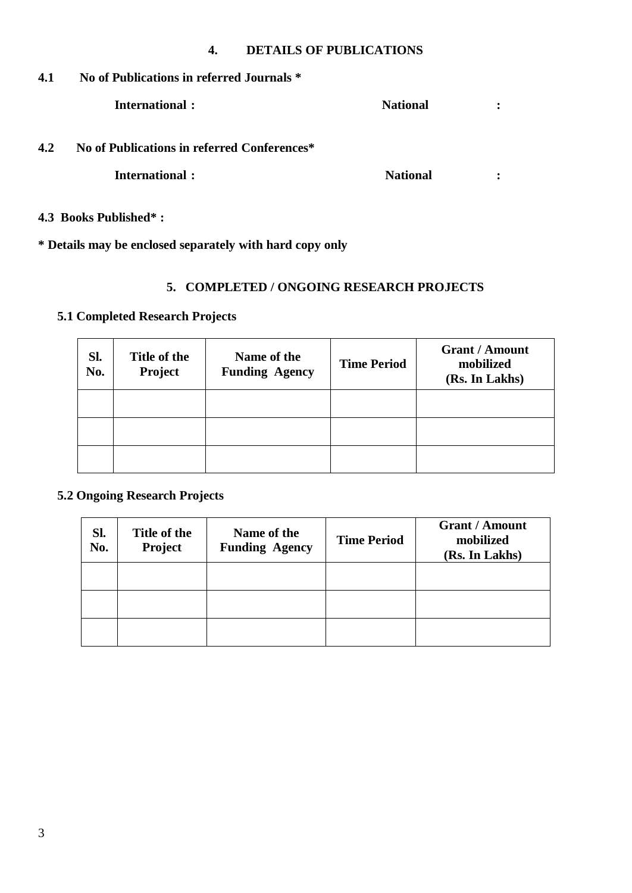## 4. DETAILS OF PUBLICATIONS

**4.1 No of Publications in referred Journals ***

**International :** **National :**

**4.2 No of Publications in referred Conferences***

**International :** **National :**

**4.3 Books Published* :**

**\* Details may be enclosed separately with hard copy only**

## 5. COMPLETED / ONGOING RESEARCH PROJECTS

### 5.1 Completed Research Projects

| Sl. No. | Title of the Project | Name of the Funding Agency | Time Period | Grant / Amount mobilized (Rs. In Lakhs) |
|---|---|---|---|---|
| | | | | |
| | | | | |
| | | | | |

### 5.2 Ongoing Research Projects

| Sl. No. | Title of the Project | Name of the Funding Agency | Time Period | Grant / Amount mobilized (Rs. In Lakhs) |
|---|---|---|---|---|
| | | | | |
| | | | | |
| | | | | |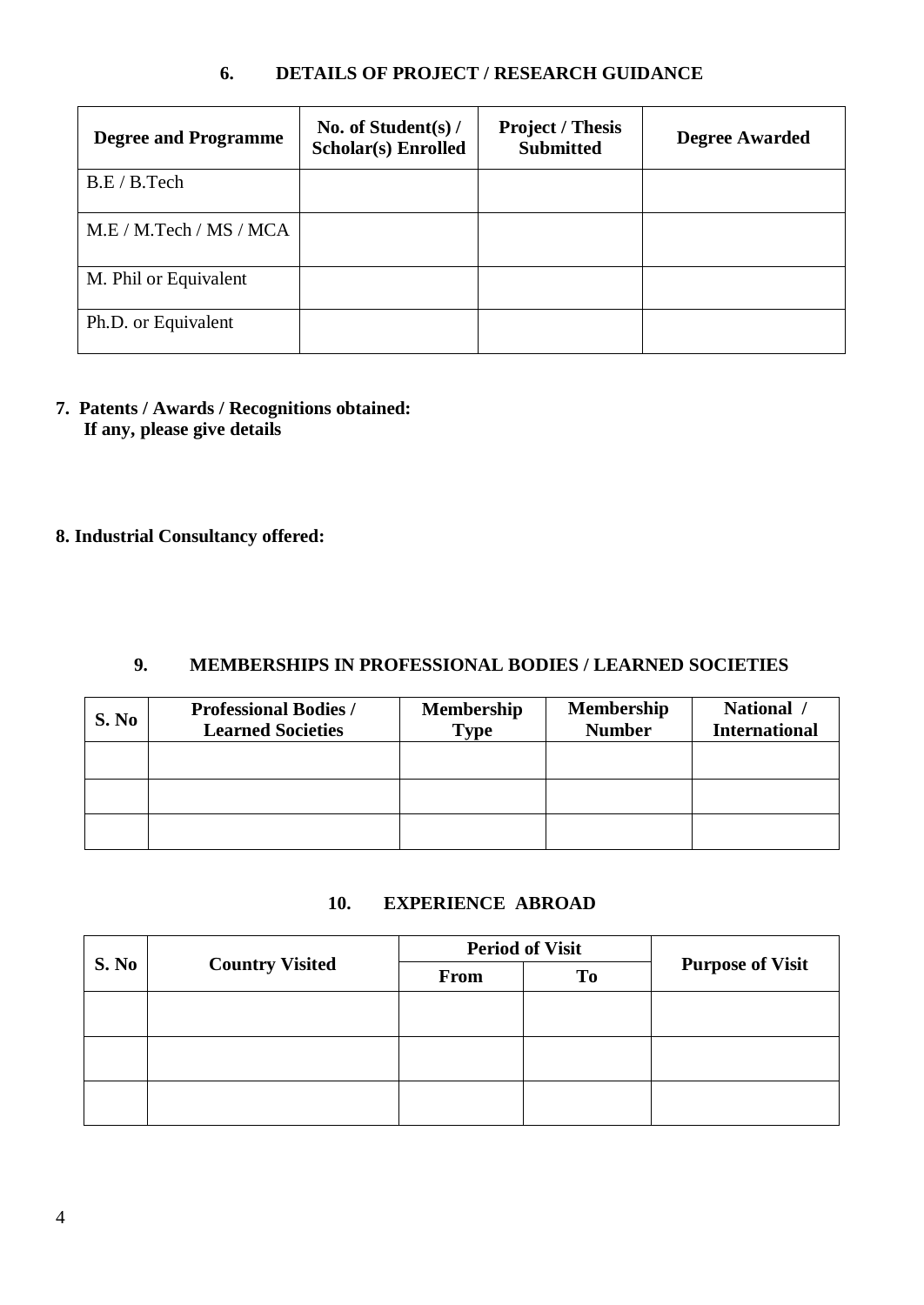### 6. DETAILS OF PROJECT / RESEARCH GUIDANCE

| Degree and Programme | No. of Student(s) / Scholar(s) Enrolled | Project / Thesis Submitted | Degree Awarded |
|---|---|---|---|
| B.E / B.Tech | | | |
| M.E / M.Tech / MS / MCA | | | |
| M. Phil or Equivalent | | | |
| Ph.D. or Equivalent | | | |

**7. Patents / Awards / Recognitions obtained:**
**If any, please give details**

**8. Industrial Consultancy offered:**

### 9. MEMBERSHIPS IN PROFESSIONAL BODIES / LEARNED SOCIETIES

| S. No | Professional Bodies / Learned Societies | Membership Type | Membership Number | National / International |
|---|---|---|---|---|
| | | | | |
| | | | | |
| | | | | |

### 10. EXPERIENCE ABROAD

| S. No | Country Visited | Period of Visit | | Purpose of Visit |
|---|---|---|---|---|
| | | From | To | |
| | | | | |
| | | | | |
| | | | | |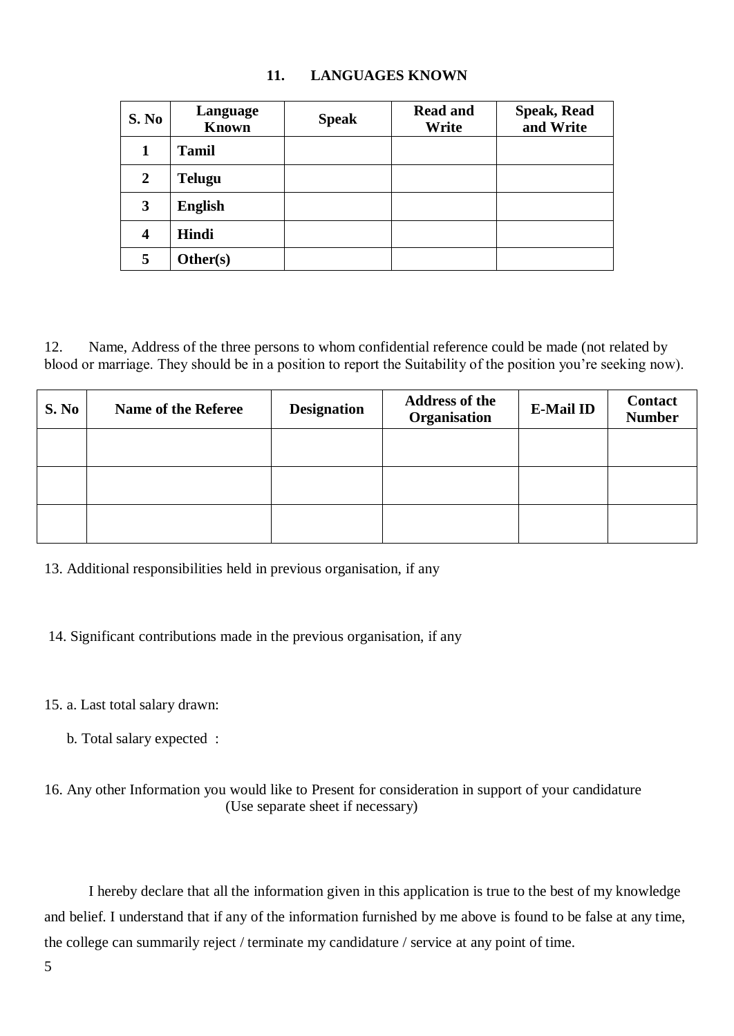## 11. LANGUAGES KNOWN

| S. No | Language Known | Speak | Read and Write | Speak, Read and Write |
|---|---|---|---|---|
| 1 | Tamil | | | |
| 2 | Telugu | | | |
| 3 | English | | | |
| 4 | Hindi | | | |
| 5 | Other(s) | | | |

12. Name, Address of the three persons to whom confidential reference could be made (not related by blood or marriage. They should be in a position to report the Suitability of the position you're seeking now).

| S. No | Name of the Referee | Designation | Address of the Organisation | E-Mail ID | Contact Number |
|---|---|---|---|---|---|
| | | | | | |
| | | | | | |
| | | | | | |

13. Additional responsibilities held in previous organisation, if any

14. Significant contributions made in the previous organisation, if any

15. a. Last total salary drawn:

b. Total salary expected :

16. Any other Information you would like to Present for consideration in support of your candidature (Use separate sheet if necessary)

I hereby declare that all the information given in this application is true to the best of my knowledge and belief. I understand that if any of the information furnished by me above is found to be false at any time, the college can summarily reject / terminate my candidature / service at any point of time.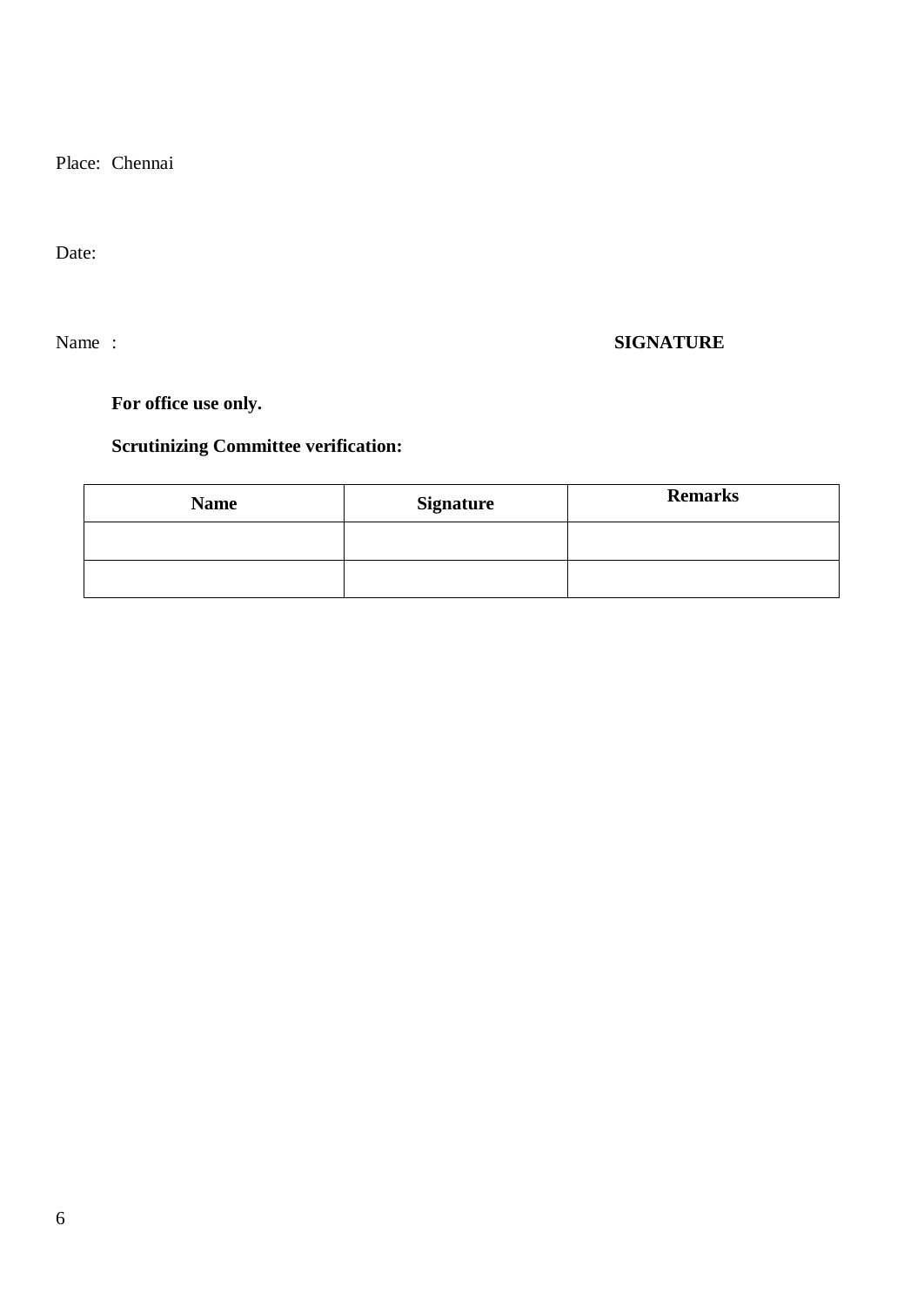Place: Chennai

Date:

Name : **SIGNATURE**

**For office use only.**

**Scrutinizing Committee verification:**

| **Name** | **Signature** | **Remarks** |
|---|---|---|
| | | |
| | | |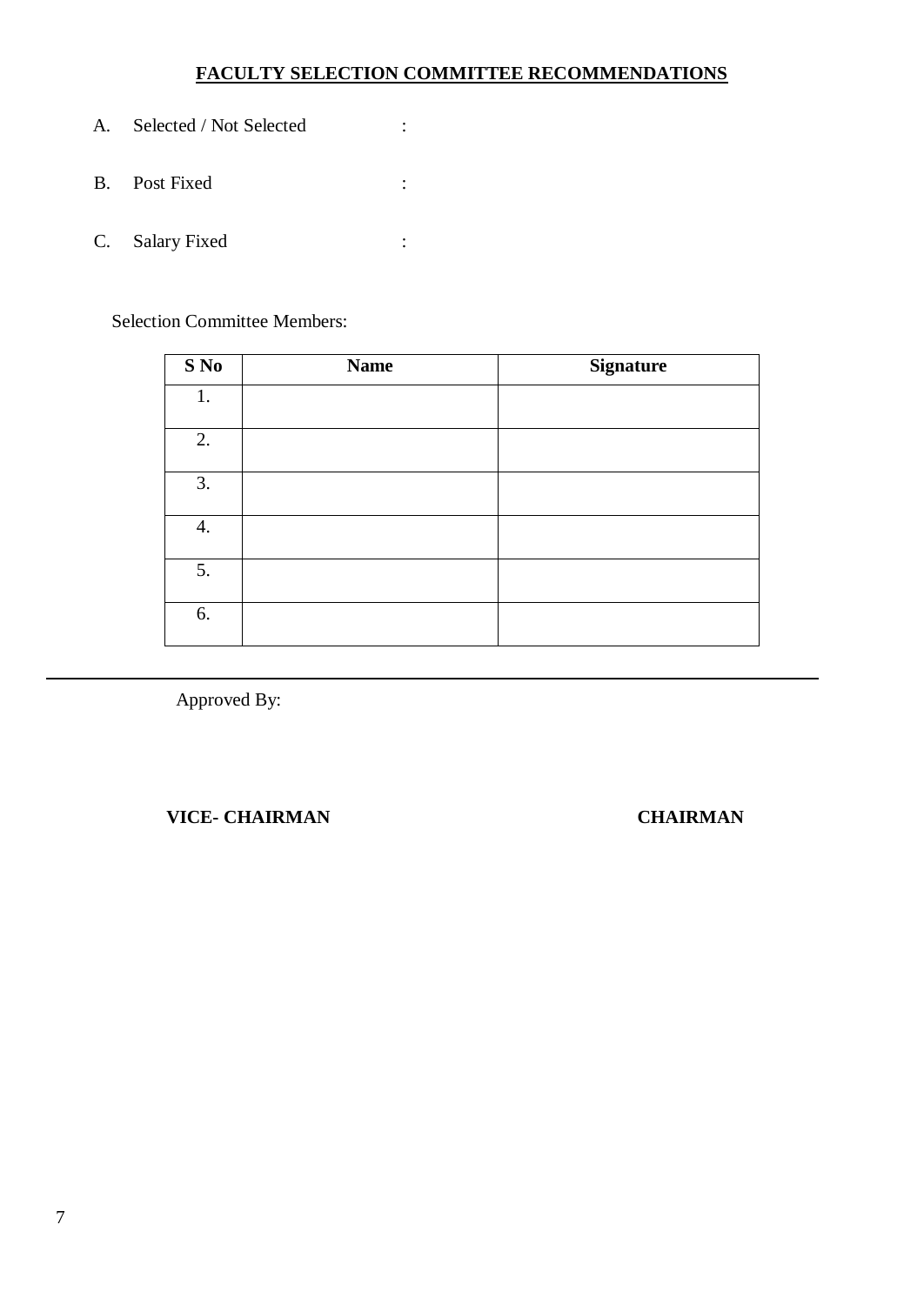## FACULTY SELECTION COMMITTEE RECOMMENDATIONS

A. Selected / Not Selected :

B. Post Fixed :

C. Salary Fixed :

Selection Committee Members:

| S No | Name | Signature |
|---|---|---|
| 1. | | |
| 2. | | |
| 3. | | |
| 4. | | |
| 5. | | |
| 6. | | |

---

Approved By:

**VICE- CHAIRMAN** **CHAIRMAN**